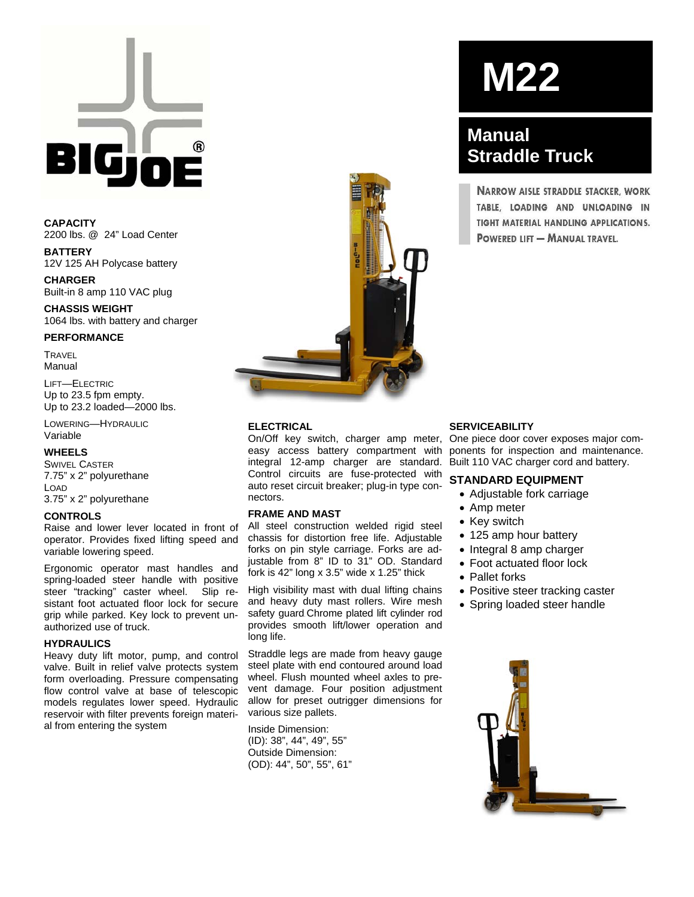# M22

## Manual Straddle Truck

NARROW AISLE STRADDLE STACKER, WORK TABLE, LOADING AND UNLOADING IN TIGHT MATERIAL HANDLING APPLICATIONS. POWERED LIFT — MANUAL TRAVEL.

**CAPACITY**
2200 lbs. @ 24" Load Center

**BATTERY**
12V 125 AH Polycase battery

**CHARGER**
Built-in 8 amp 110 VAC plug

**CHASSIS WEIGHT**
1064 lbs. with battery and charger

**PERFORMANCE**

TRAVEL
Manual

LIFT—ELECTRIC
Up to 23.5 fpm empty.
Up to 23.2 loaded—2000 lbs.

LOWERING—HYDRAULIC
Variable

**WHEELS**

SWIVEL CASTER
7.75" x 2" polyurethane

LOAD
3.75" x 2" polyurethane

**CONTROLS**

Raise and lower lever located in front of operator. Provides fixed lifting speed and variable lowering speed.

Ergonomic operator mast handles and spring-loaded steer handle with positive steer "tracking" caster wheel. Slip resistant foot actuated floor lock for secure grip while parked. Key lock to prevent unauthorized use of truck.

**HYDRAULICS**

Heavy duty lift motor, pump, and control valve. Built in relief valve protects system form overloading. Pressure compensating flow control valve at base of telescopic models regulates lower speed. Hydraulic reservoir with filter prevents foreign material from entering the system

**ELECTRICAL**

On/Off key switch, charger amp meter, easy access battery compartment with integral 12-amp charger are standard. Control circuits are fuse-protected with auto reset circuit breaker; plug-in type connectors.

**FRAME AND MAST**

All steel construction welded rigid steel chassis for distortion free life. Adjustable forks on pin style carriage. Forks are adjustable from 8" ID to 31" OD. Standard fork is 42" long x 3.5" wide x 1.25" thick

High visibility mast with dual lifting chains and heavy duty mast rollers. Wire mesh safety guard Chrome plated lift cylinder rod provides smooth lift/lower operation and long life.

Straddle legs are made from heavy gauge steel plate with end contoured around load wheel. Flush mounted wheel axles to prevent damage. Four position adjustment allow for preset outrigger dimensions for various size pallets.

Inside Dimension:
(ID): 38", 44", 49", 55"
Outside Dimension:
(OD): 44", 50", 55", 61"

**SERVICEABILITY**

One piece door cover exposes major components for inspection and maintenance. Built 110 VAC charger cord and battery.

**STANDARD EQUIPMENT**

- Adjustable fork carriage
- Amp meter
- Key switch
- 125 amp hour battery
- Integral 8 amp charger
- Foot actuated floor lock
- Pallet forks
- Positive steer tracking caster
- Spring loaded steer handle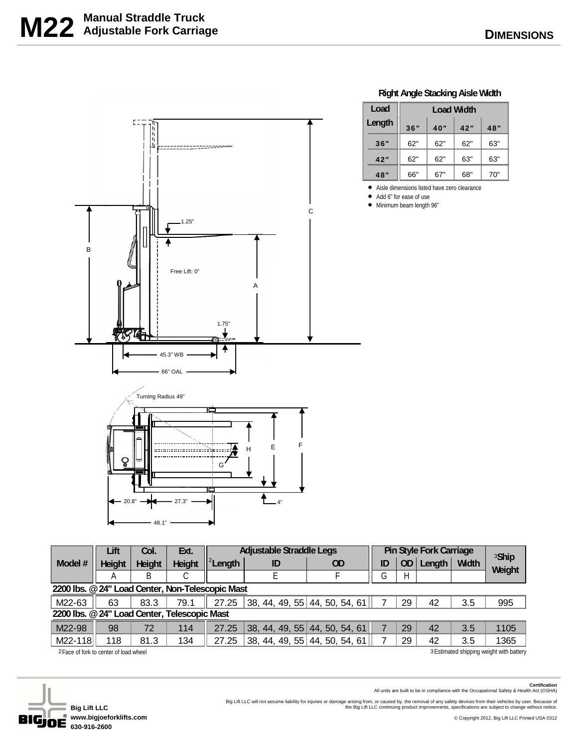# M22 Manual Straddle Truck Adjustable Fork Carriage

## DIMENSIONS

1.25"

Free Lift: 0"

1.75"

45.3" WB

66" OAL

Turning Radius 49"

20.8"

27.3"

48.1"

4"

A B C E F G H

### Right Angle Stacking Aisle Width

| Load Length | Load Width | | | |
|---|---|---|---|---|
| | 36" | 40" | 42" | 48" |
| 36" | 62" | 62" | 62" | 63" |
| 42" | 62" | 62" | 63" | 63" |
| 48" | 66" | 67" | 68" | 70" |

- Aisle dimensions listed have zero clearance
- Add 6" for ease of use
- Minimum beam length 96"

| Model # | Lift Height | Col. Height | Ext. Height | Adjustable Straddle Legs | | | Pin Style Fork Carriage | | | | [3]Ship Weight |
|---|---|---|---|---|---|---|---|---|---|---|---|
| | | | | [2]Length | ID | OD | ID | OD | Length | Width | |
| | A | B | C | | E | F | G | H | | | |
| **2200 lbs. @ 24" Load Center, Non-Telescopic Mast** | | | | | | | | | | | |
| M22-63 | 63 | 83.3 | 79.1 | 27.25 | 38, 44, 49, 55 | 44, 50, 54, 61 | 7 | 29 | 42 | 3.5 | 995 |
| **2200 lbs. @ 24" Load Center, Telescopic Mast** | | | | | | | | | | | |
| M22-98 | 98 | 72 | 114 | 27.25 | 38, 44, 49, 55 | 44, 50, 54, 61 | 7 | 29 | 42 | 3.5 | 1105 |
| M22-118 | 118 | 81.3 | 134 | 27.25 | 38, 44, 49, 55 | 44, 50, 54, 61 | 7 | 29 | 42 | 3.5 | 1365 |

[2] Face of fork to center of load wheel

[3] Estimated shipping weight with battery

**Certification**
All units are built to be in compliance with the Occupational Safety & Health Act (OSHA)

Big Lift LLC will not assume liability for injuries or damage arising from, or caused by, the removal of any safety devices from their vehicles by user. Because of the Big Lift LLC continuing product improvements, specifications are subject to change without notice.

© Copyright 2012, Big Lift LLC Printed USA 0312

**Big Lift LLC**
**www.bigjoeforklifts.com**
**630-916-2600**